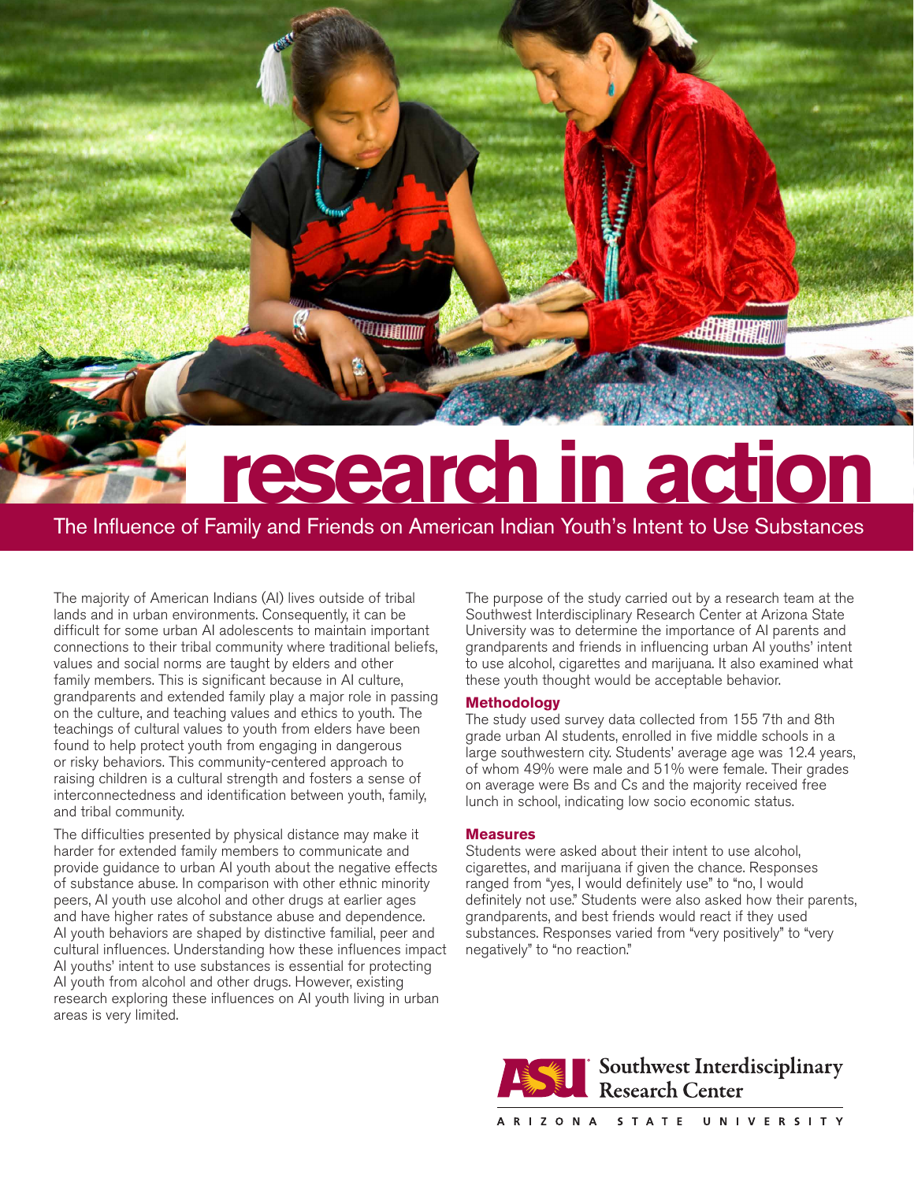# research in action

## The Influence of Family and Friends on American Indian Youth's Intent to Use Substances

The majority of American Indians (AI) lives outside of tribal lands and in urban environments. Consequently, it can be difficult for some urban AI adolescents to maintain important connections to their tribal community where traditional beliefs, values and social norms are taught by elders and other family members. This is significant because in AI culture, grandparents and extended family play a major role in passing on the culture, and teaching values and ethics to youth. The teachings of cultural values to youth from elders have been found to help protect youth from engaging in dangerous or risky behaviors. This community-centered approach to raising children is a cultural strength and fosters a sense of interconnectedness and identification between youth, family, and tribal community.

The difficulties presented by physical distance may make it harder for extended family members to communicate and provide guidance to urban AI youth about the negative effects of substance abuse. In comparison with other ethnic minority peers, AI youth use alcohol and other drugs at earlier ages and have higher rates of substance abuse and dependence. AI youth behaviors are shaped by distinctive familial, peer and cultural influences. Understanding how these influences impact AI youths' intent to use substances is essential for protecting AI youth from alcohol and other drugs. However, existing research exploring these influences on AI youth living in urban areas is very limited.

The purpose of the study carried out by a research team at the Southwest Interdisciplinary Research Center at Arizona State University was to determine the importance of AI parents and grandparents and friends in influencing urban AI youths' intent to use alcohol, cigarettes and marijuana. It also examined what these youth thought would be acceptable behavior.

### Methodology

The study used survey data collected from 155 7th and 8th grade urban AI students, enrolled in five middle schools in a large southwestern city. Students' average age was 12.4 years, of whom 49% were male and 51% were female. Their grades on average were Bs and Cs and the majority received free lunch in school, indicating low socio economic status.

### Measures

Students were asked about their intent to use alcohol, cigarettes, and marijuana if given the chance. Responses ranged from "yes, I would definitely use" to "no, I would definitely not use." Students were also asked how their parents, grandparents, and best friends would react if they used substances. Responses varied from "very positively" to "very negatively" to "no reaction."

ASU Southwest Interdisciplinary Research Center

ARIZONA STATE UNIVERSITY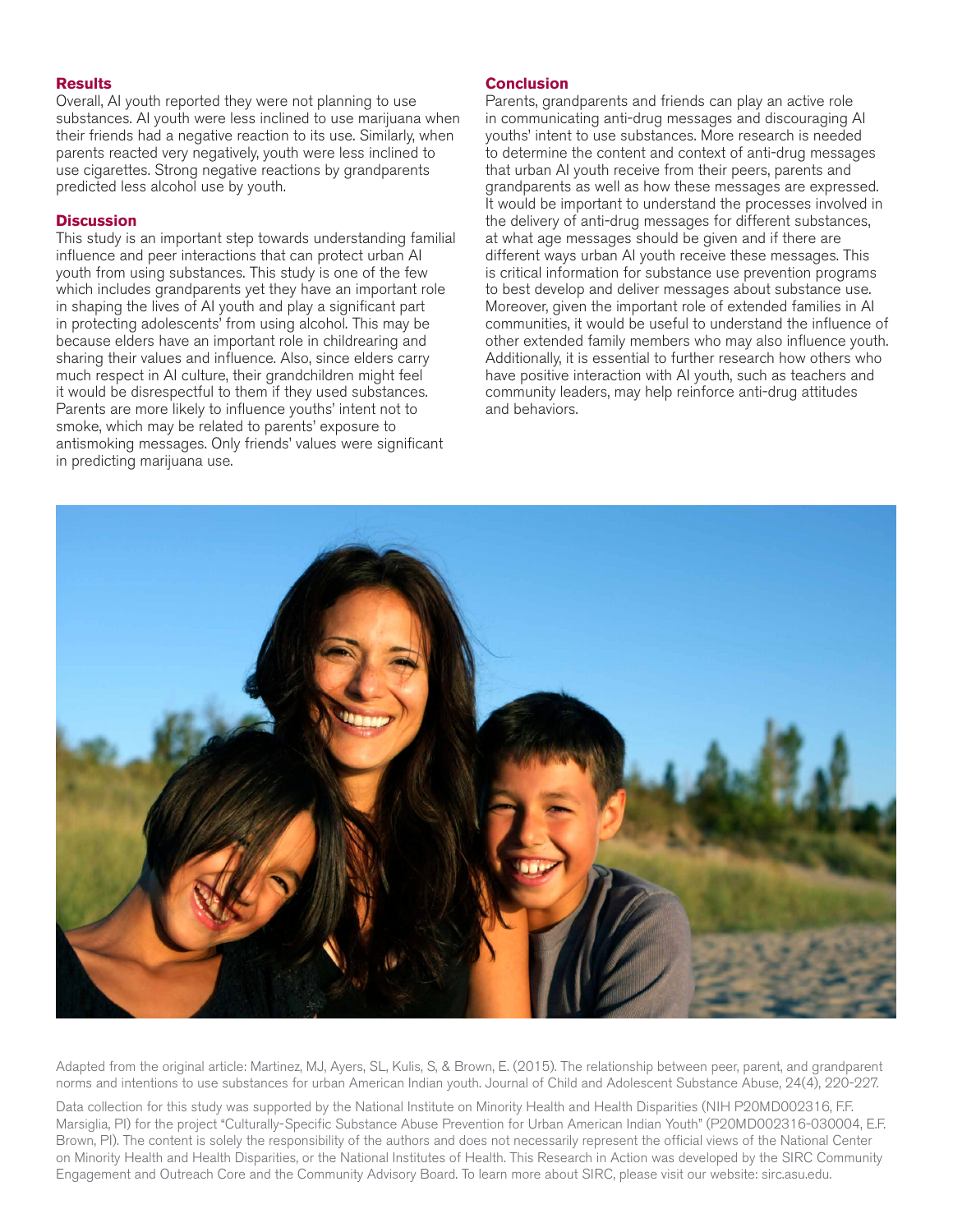## Results

Overall, AI youth reported they were not planning to use substances. AI youth were less inclined to use marijuana when their friends had a negative reaction to its use. Similarly, when parents reacted very negatively, youth were less inclined to use cigarettes. Strong negative reactions by grandparents predicted less alcohol use by youth.

## Discussion

This study is an important step towards understanding familial influence and peer interactions that can protect urban AI youth from using substances. This study is one of the few which includes grandparents yet they have an important role in shaping the lives of AI youth and play a significant part in protecting adolescents' from using alcohol. This may be because elders have an important role in childrearing and sharing their values and influence. Also, since elders carry much respect in AI culture, their grandchildren might feel it would be disrespectful to them if they used substances. Parents are more likely to influence youths' intent not to smoke, which may be related to parents' exposure to antismoking messages. Only friends' values were significant in predicting marijuana use.

## Conclusion

Parents, grandparents and friends can play an active role in communicating anti-drug messages and discouraging AI youths' intent to use substances. More research is needed to determine the content and context of anti-drug messages that urban AI youth receive from their peers, parents and grandparents as well as how these messages are expressed. It would be important to understand the processes involved in the delivery of anti-drug messages for different substances, at what age messages should be given and if there are different ways urban AI youth receive these messages. This is critical information for substance use prevention programs to best develop and deliver messages about substance use. Moreover, given the important role of extended families in AI communities, it would be useful to understand the influence of other extended family members who may also influence youth. Additionally, it is essential to further research how others who have positive interaction with AI youth, such as teachers and community leaders, may help reinforce anti-drug attitudes and behaviors.

Adapted from the original article: Martinez, MJ, Ayers, SL, Kulis, S, & Brown, E. (2015). The relationship between peer, parent, and grandparent norms and intentions to use substances for urban American Indian youth. Journal of Child and Adolescent Substance Abuse, 24(4), 220-227.

Data collection for this study was supported by the National Institute on Minority Health and Health Disparities (NIH P20MD002316, F.F. Marsiglia, PI) for the project "Culturally-Specific Substance Abuse Prevention for Urban American Indian Youth" (P20MD002316-030004, E.F. Brown, PI). The content is solely the responsibility of the authors and does not necessarily represent the official views of the National Center on Minority Health and Health Disparities, or the National Institutes of Health. This Research in Action was developed by the SIRC Community Engagement and Outreach Core and the Community Advisory Board. To learn more about SIRC, please visit our website: sirc.asu.edu.